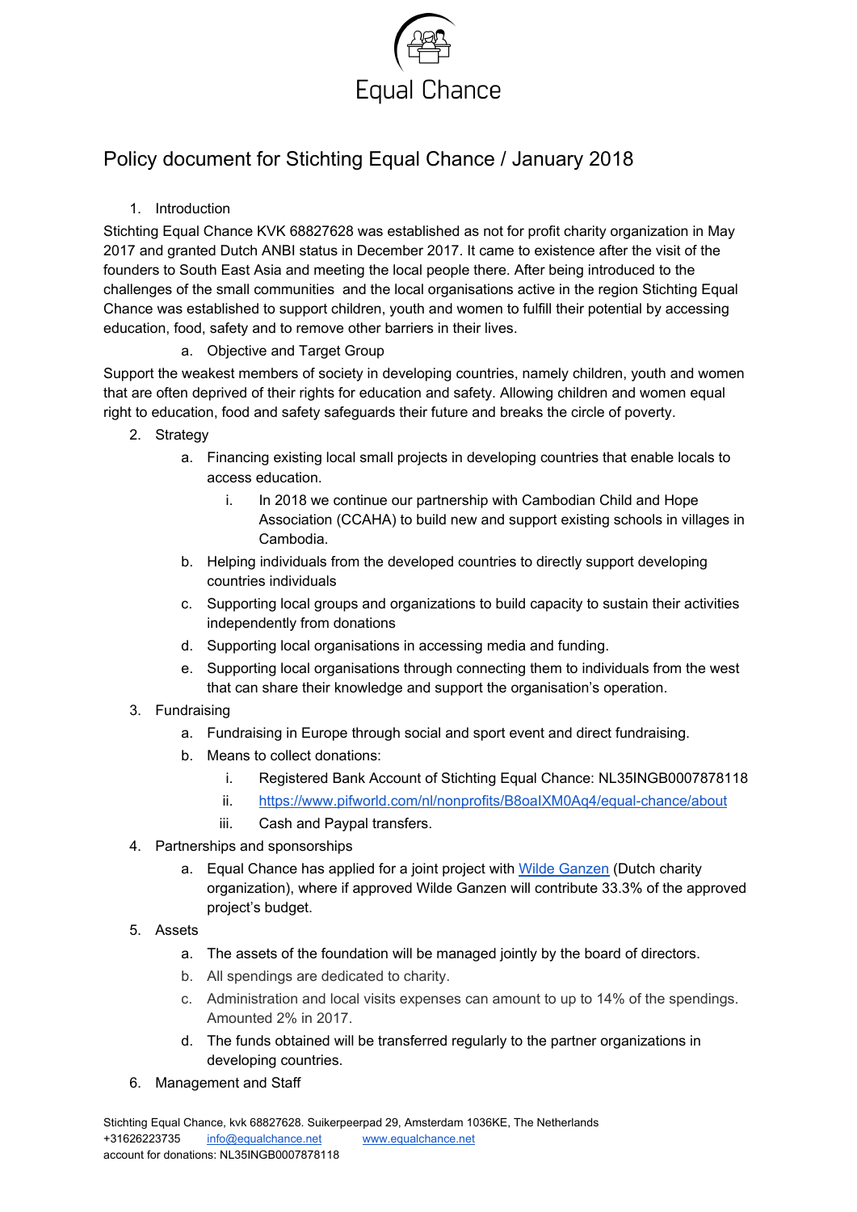Equal Chance

# Policy document for Stichting Equal Chance / January 2018

1. Introduction

Stichting Equal Chance KVK 68827628 was established as not for profit charity organization in May 2017 and granted Dutch ANBI status in December 2017. It came to existence after the visit of the founders to South East Asia and meeting the local people there. After being introduced to the challenges of the small communities and the local organisations active in the region Stichting Equal Chance was established to support children, youth and women to fulfill their potential by accessing education, food, safety and to remove other barriers in their lives.

   a. Objective and Target Group

Support the weakest members of society in developing countries, namely children, youth and women that are often deprived of their rights for education and safety. Allowing children and women equal right to education, food and safety safeguards their future and breaks the circle of poverty.

2. Strategy
   a. Financing existing local small projects in developing countries that enable locals to access education.
      i. In 2018 we continue our partnership with Cambodian Child and Hope Association (CCAHA) to build new and support existing schools in villages in Cambodia.
   b. Helping individuals from the developed countries to directly support developing countries individuals
   c. Supporting local groups and organizations to build capacity to sustain their activities independently from donations
   d. Supporting local organisations in accessing media and funding.
   e. Supporting local organisations through connecting them to individuals from the west that can share their knowledge and support the organisation's operation.
3. Fundraising
   a. Fundraising in Europe through social and sport event and direct fundraising.
   b. Means to collect donations:
      i. Registered Bank Account of Stichting Equal Chance: NL35INGB0007878118
      ii. [https://www.pifworld.com/nl/nonprofits/B8oaIXM0Aq4/equal-chance/about](https://www.pifworld.com/nl/nonprofits/B8oaIXM0Aq4/equal-chance/about)
      iii. Cash and Paypal transfers.
4. Partnerships and sponsorships
   a. Equal Chance has applied for a joint project with Wilde Ganzen (Dutch charity organization), where if approved Wilde Ganzen will contribute 33.3% of the approved project's budget.
5. Assets
   a. The assets of the foundation will be managed jointly by the board of directors.
   b. All spendings are dedicated to charity.
   c. Administration and local visits expenses can amount to up to 14% of the spendings. Amounted 2% in 2017.
   d. The funds obtained will be transferred regularly to the partner organizations in developing countries.
6. Management and Staff

Stichting Equal Chance, kvk 68827628. Suikerpeerpad 29, Amsterdam 1036KE, The Netherlands
+31626223735 info@equalchance.net www.equalchance.net
account for donations: NL35INGB0007878118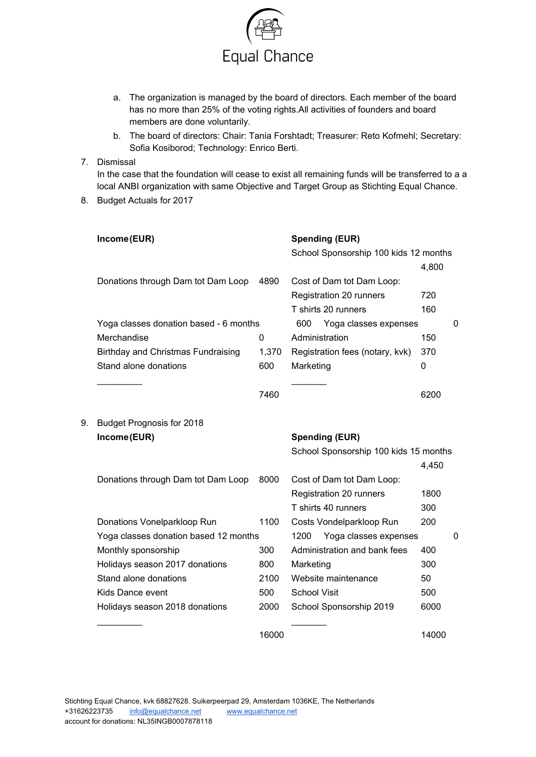Equal Chance

a. The organization is managed by the board of directors. Each member of the board has no more than 25% of the voting rights.All activities of founders and board members are done voluntarily.
b. The board of directors: Chair: Tania Forshtadt; Treasurer: Reto Kofmehl; Secretary: Sofia Kosiborod; Technology: Enrico Berti.

7. Dismissal
In the case that the foundation will cease to exist all remaining funds will be transferred to a a local ANBI organization with same Objective and Target Group as Stichting Equal Chance.
8. Budget Actuals for 2017

| **Income (EUR)** | | **Spending (EUR)** | |
|---|---|---|---|
| | | School Sponsorship 100 kids 12 months | 4,800 |
| Donations through Dam tot Dam Loop | 4890 | Cost of Dam tot Dam Loop: | |
| | | Registration 20 runners | 720 |
| | | T shirts 20 runners | 160 |
| Yoga classes donation based - 6 months | 600 | Yoga classes expenses | 0 |
| Merchandise | 0 | Administration | 150 |
| Birthday and Christmas Fundraising | 1,370 | Registration fees (notary, kvk) | 370 |
| Stand alone donations | 600 | Marketing | 0 |
| | 7460 | | 6200 |

9. Budget Prognosis for 2018

| **Income (EUR)** | | **Spending (EUR)** | |
|---|---|---|---|
| | | School Sponsorship 100 kids 15 months | 4,450 |
| Donations through Dam tot Dam Loop | 8000 | Cost of Dam tot Dam Loop: | |
| | | Registration 20 runners | 1800 |
| | | T shirts 40 runners | 300 |
| Donations Vonelparkloop Run | 1100 | Costs Vondelparkloop Run | 200 |
| Yoga classes donation based 12 months | 1200 | Yoga classes expenses | 0 |
| Monthly sponsorship | 300 | Administration and bank fees | 400 |
| Holidays season 2017 donations | 800 | Marketing | 300 |
| Stand alone donations | 2100 | Website maintenance | 50 |
| Kids Dance event | 500 | School Visit | 500 |
| Holidays season 2018 donations | 2000 | School Sponsorship 2019 | 6000 |
| | 16000 | | 14000 |

Stichting Equal Chance, kvk 68827628. Suikerpeerpad 29, Amsterdam 1036KE, The Netherlands
+31626223735 info@equalchance.net www.equalchance.net
account for donations: NL35INGB0007878118